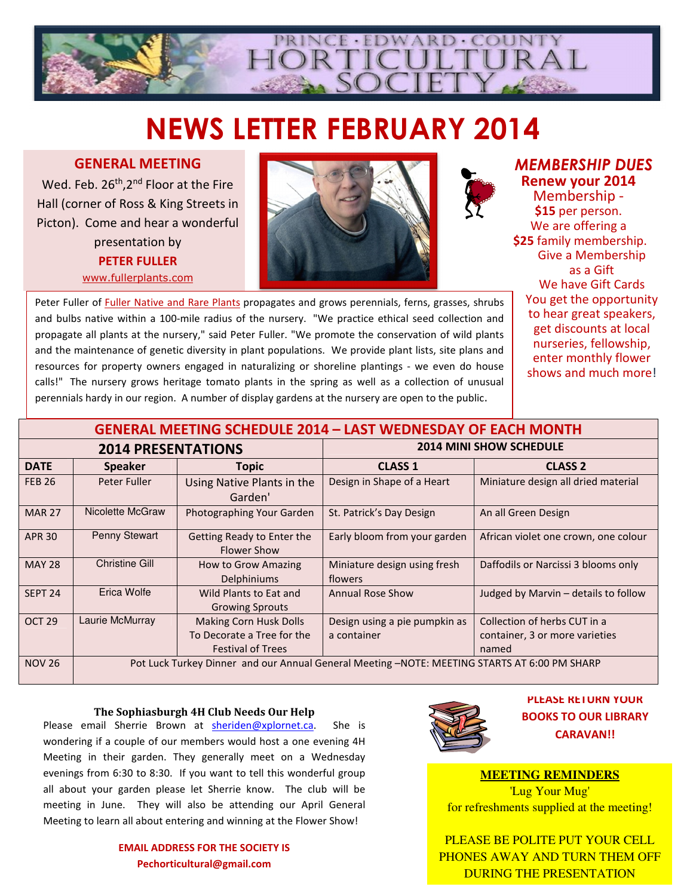# PRINCE · EDWARD · COUNTY HORTICULTURAL SOCIETY

# NEWS LETTER FEBRUARY 2014

## GENERAL MEETING

Wed. Feb. 26th, 2nd Floor at the Fire Hall (corner of Ross & King Streets in Picton). Come and hear a wonderful presentation by

**PETER FULLER**

www.fullerplants.com

Peter Fuller of Fuller Native and Rare Plants propagates and grows perennials, ferns, grasses, shrubs and bulbs native within a 100-mile radius of the nursery. "We practice ethical seed collection and propagate all plants at the nursery," said Peter Fuller. "We promote the conservation of wild plants and the maintenance of genetic diversity in plant populations. We provide plant lists, site plans and resources for property owners engaged in naturalizing or shoreline plantings - we even do house calls!" The nursery grows heritage tomato plants in the spring as well as a collection of unusual perennials hardy in our region. A number of display gardens at the nursery are open to the public.

## *MEMBERSHIP DUES*

**Renew your 2014** Membership - **$15** per person. We are offering a **$25** family membership. Give a Membership as a Gift. We have Gift Cards. You get the opportunity to hear great speakers, get discounts at local nurseries, fellowship, enter monthly flower shows and much more!

## GENERAL MEETING SCHEDULE 2014 – LAST WEDNESDAY OF EACH MONTH

| 2014 PRESENTATIONS | | | 2014 MINI SHOW SCHEDULE | |
|---|---|---|---|---|
| **DATE** | **Speaker** | **Topic** | **CLASS 1** | **CLASS 2** |
| FEB 26 | Peter Fuller | Using Native Plants in the Garden' | Design in Shape of a Heart | Miniature design all dried material |
| MAR 27 | Nicolette McGraw | Photographing Your Garden | St. Patrick's Day Design | An all Green Design |
| APR 30 | Penny Stewart | Getting Ready to Enter the Flower Show | Early bloom from your garden | African violet one crown, one colour |
| MAY 28 | Christine Gill | How to Grow Amazing Delphiniums | Miniature design using fresh flowers | Daffodils or Narcissi 3 blooms only |
| SEPT 24 | Erica Wolfe | Wild Plants to Eat and Growing Sprouts | Annual Rose Show | Judged by Marvin – details to follow |
| OCT 29 | Laurie McMurray | Making Corn Husk Dolls To Decorate a Tree for the Festival of Trees | Design using a pie pumpkin as a container | Collection of herbs CUT in a container, 3 or more varieties named |
| NOV 26 | Pot Luck Turkey Dinner and our Annual General Meeting –NOTE: MEETING STARTS AT 6:00 PM SHARP | | | |

### The Sophiasburgh 4H Club Needs Our Help

Please email Sherrie Brown at sheriden@xplornet.ca. She is wondering if a couple of our members would host a one evening 4H Meeting in their garden. They generally meet on a Wednesday evenings from 6:30 to 8:30. If you want to tell this wonderful group all about your garden please let Sherrie know. The club will be meeting in June. They will also be attending our April General Meeting to learn all about entering and winning at the Flower Show!

**EMAIL ADDRESS FOR THE SOCIETY IS Pechorticultural@gmail.com**

**PLEASE RETURN YOUR BOOKS TO OUR LIBRARY CARAVAN!!**

**MEETING REMINDERS**

'Lug Your Mug' for refreshments supplied at the meeting!

PLEASE BE POLITE PUT YOUR CELL PHONES AWAY AND TURN THEM OFF DURING THE PRESENTATION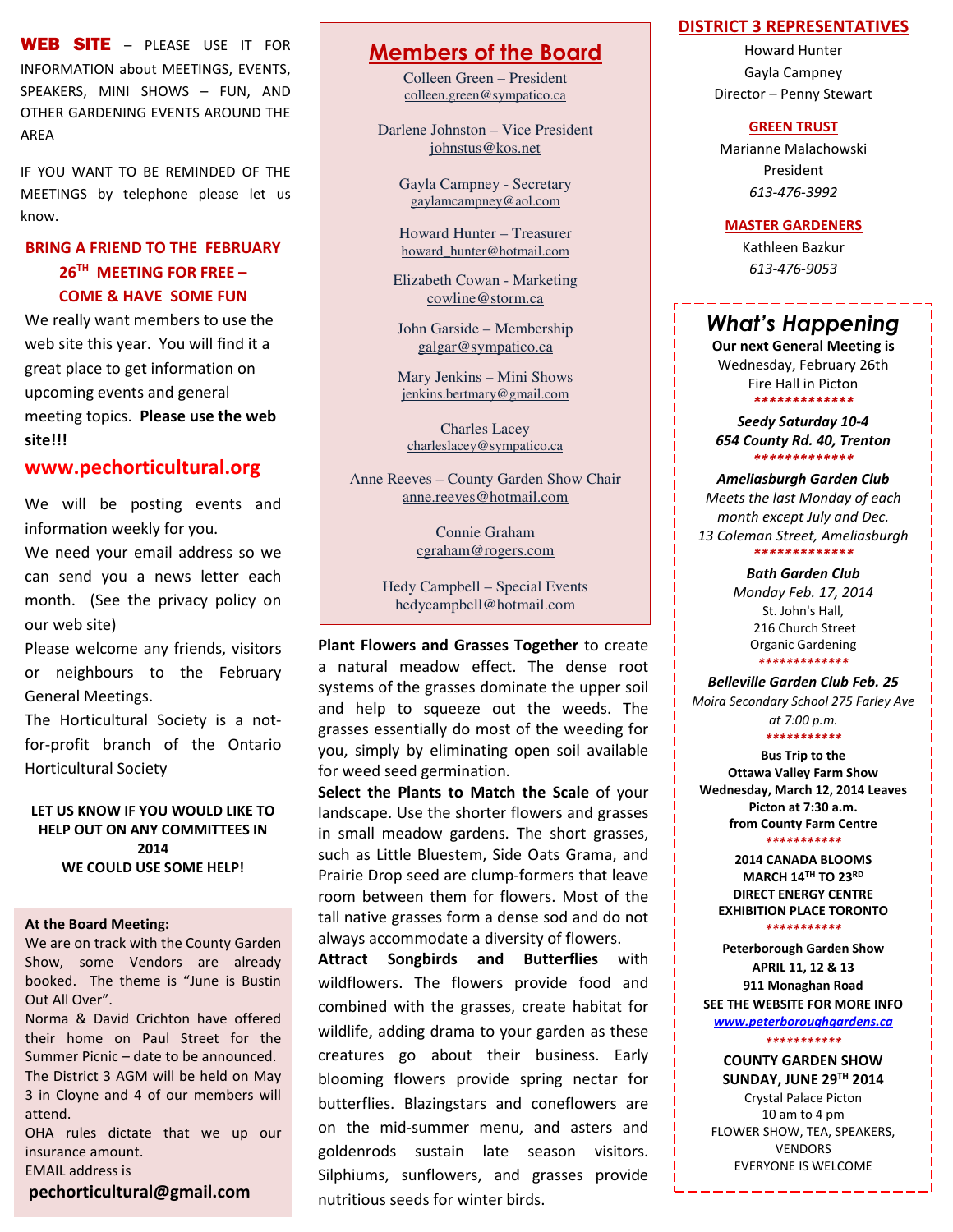**WEB SITE** – PLEASE USE IT FOR INFORMATION about MEETINGS, EVENTS, SPEAKERS, MINI SHOWS – FUN, AND OTHER GARDENING EVENTS AROUND THE AREA

IF YOU WANT TO BE REMINDED OF THE MEETINGS by telephone please let us know.

**BRING A FRIEND TO THE FEBRUARY 26TH MEETING FOR FREE – COME & HAVE SOME FUN**

We really want members to use the web site this year. You will find it a great place to get information on upcoming events and general meeting topics. **Please use the web site!!!**

**www.pechorticultural.org**

We will be posting events and information weekly for you.

We need your email address so we can send you a news letter each month. (See the privacy policy on our web site)

Please welcome any friends, visitors or neighbours to the February General Meetings.

The Horticultural Society is a not-for-profit branch of the Ontario Horticultural Society

**LET US KNOW IF YOU WOULD LIKE TO HELP OUT ON ANY COMMITTEES IN 2014**
**WE COULD USE SOME HELP!**

**At the Board Meeting:**

We are on track with the County Garden Show, some Vendors are already booked. The theme is "June is Bustin Out All Over".

Norma & David Crichton have offered their home on Paul Street for the Summer Picnic – date to be announced.

The District 3 AGM will be held on May 3 in Cloyne and 4 of our members will attend.

OHA rules dictate that we up our insurance amount.

EMAIL address is

**pechorticultural@gmail.com**

## Members of the Board

Colleen Green – President
colleen.green@sympatico.ca

Darlene Johnston – Vice President
johnstus@kos.net

Gayla Campney - Secretary
gaylamcampney@aol.com

Howard Hunter – Treasurer
howard_hunter@hotmail.com

Elizabeth Cowan - Marketing
cowline@storm.ca

John Garside – Membership
galgar@sympatico.ca

Mary Jenkins – Mini Shows
jenkins.bertmary@gmail.com

Charles Lacey
charleslacey@sympatico.ca

Anne Reeves – County Garden Show Chair
anne.reeves@hotmail.com

Connie Graham
cgraham@rogers.com

Hedy Campbell – Special Events
hedycampbell@hotmail.com

**Plant Flowers and Grasses Together** to create a natural meadow effect. The dense root systems of the grasses dominate the upper soil and help to squeeze out the weeds. The grasses essentially do most of the weeding for you, simply by eliminating open soil available for weed seed germination.

**Select the Plants to Match the Scale** of your landscape. Use the shorter flowers and grasses in small meadow gardens. The short grasses, such as Little Bluestem, Side Oats Grama, and Prairie Drop seed are clump-formers that leave room between them for flowers. Most of the tall native grasses form a dense sod and do not always accommodate a diversity of flowers.

**Attract Songbirds and Butterflies** with wildflowers. The flowers provide food and combined with the grasses, create habitat for wildlife, adding drama to your garden as these creatures go about their business. Early blooming flowers provide spring nectar for butterflies. Blazingstars and coneflowers are on the mid-summer menu, and asters and goldenrods sustain late season visitors. Silphiums, sunflowers, and grasses provide nutritious seeds for winter birds.

## DISTRICT 3 REPRESENTATIVES

Howard Hunter
Gayla Campney
Director – Penny Stewart

**GREEN TRUST**

Marianne Malachowski
President
*613-476-3992*

**MASTER GARDENERS**

Kathleen Bazkur
*613-476-9053*

## What's Happening

**Our next General Meeting is**
Wednesday, February 26th
Fire Hall in Picton

*************

***Seedy Saturday 10-4***
***654 County Rd. 40, Trenton***

*************

***Ameliasburgh Garden Club***
*Meets the last Monday of each month except July and Dec.*
*13 Coleman Street, Ameliasburgh*

*************

***Bath Garden Club***
*Monday Feb. 17, 2014*
St. John's Hall,
216 Church Street
Organic Gardening

*************

***Belleville Garden Club Feb. 25***
*Moira Secondary School 275 Farley Ave at 7:00 p.m.*

***********

**Bus Trip to the Ottawa Valley Farm Show Wednesday, March 12, 2014 Leaves Picton at 7:30 a.m. from County Farm Centre**

***********

**2014 CANADA BLOOMS**
**MARCH 14TH TO 23RD**
**DIRECT ENERGY CENTRE**
**EXHIBITION PLACE TORONTO**

***********

**Peterborough Garden Show**
**APRIL 11, 12 & 13**
**911 Monaghan Road**
**SEE THE WEBSITE FOR MORE INFO**
***www.peterboroughgardens.ca***

***********

**COUNTY GARDEN SHOW**
**SUNDAY, JUNE 29TH 2014**
Crystal Palace Picton
10 am to 4 pm
FLOWER SHOW, TEA, SPEAKERS, VENDORS
EVERYONE IS WELCOME